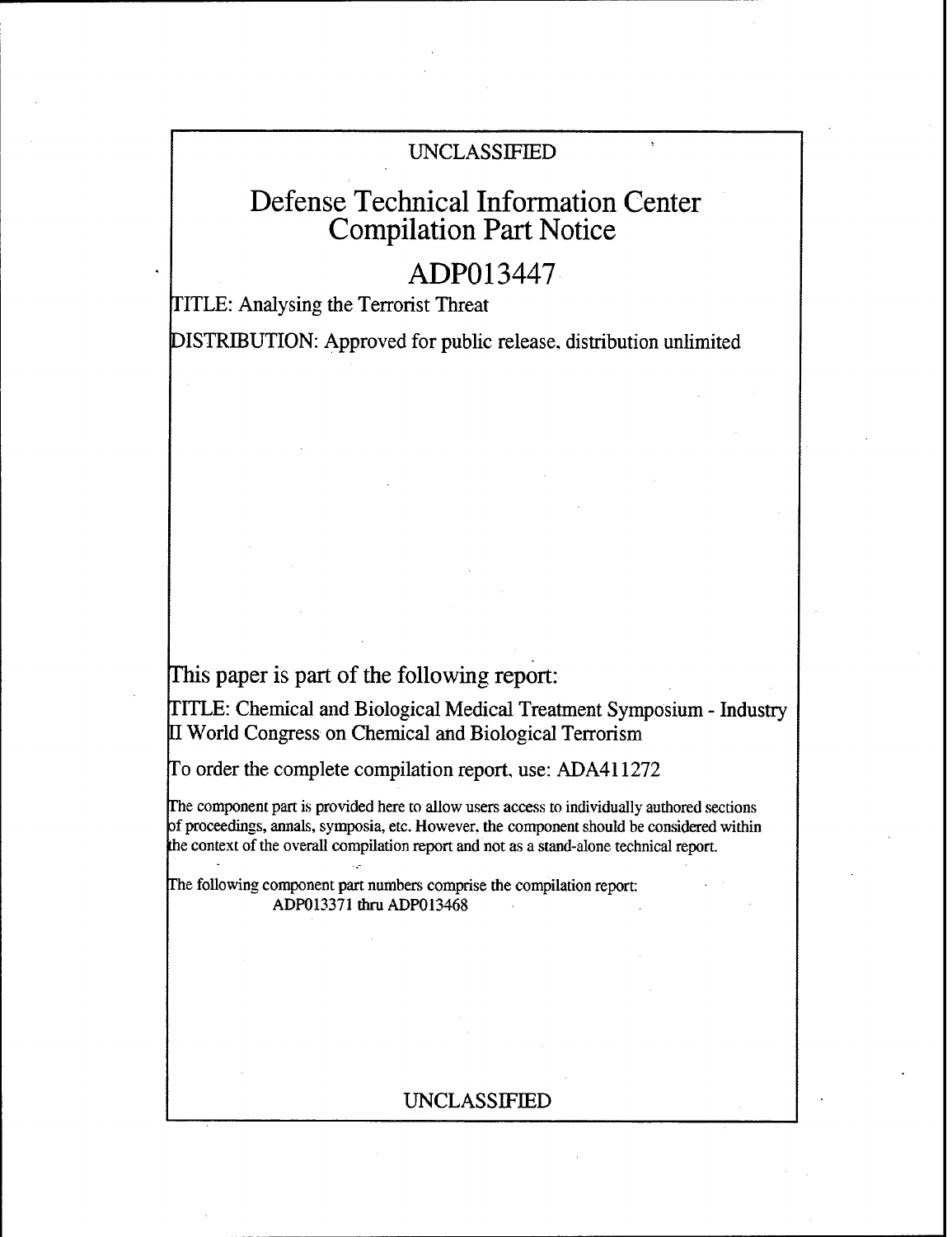UNCLASSIFIED

# Defense Technical Information Center Compilation Part Notice

## ADP013447

TITLE: Analysing the Terrorist Threat

DISTRIBUTION: Approved for public release, distribution unlimited

This paper is part of the following report:

TITLE: Chemical and Biological Medical Treatment Symposium - Industry II World Congress on Chemical and Biological Terrorism

To order the complete compilation report, use: ADA411272

The component part is provided here to allow users access to individually authored sections of proceedings, annals, symposia, etc. However, the component should be considered within the context of the overall compilation report and not as a stand-alone technical report.

The following component part numbers comprise the compilation report:
ADP013371 thru ADP013468

UNCLASSIFIED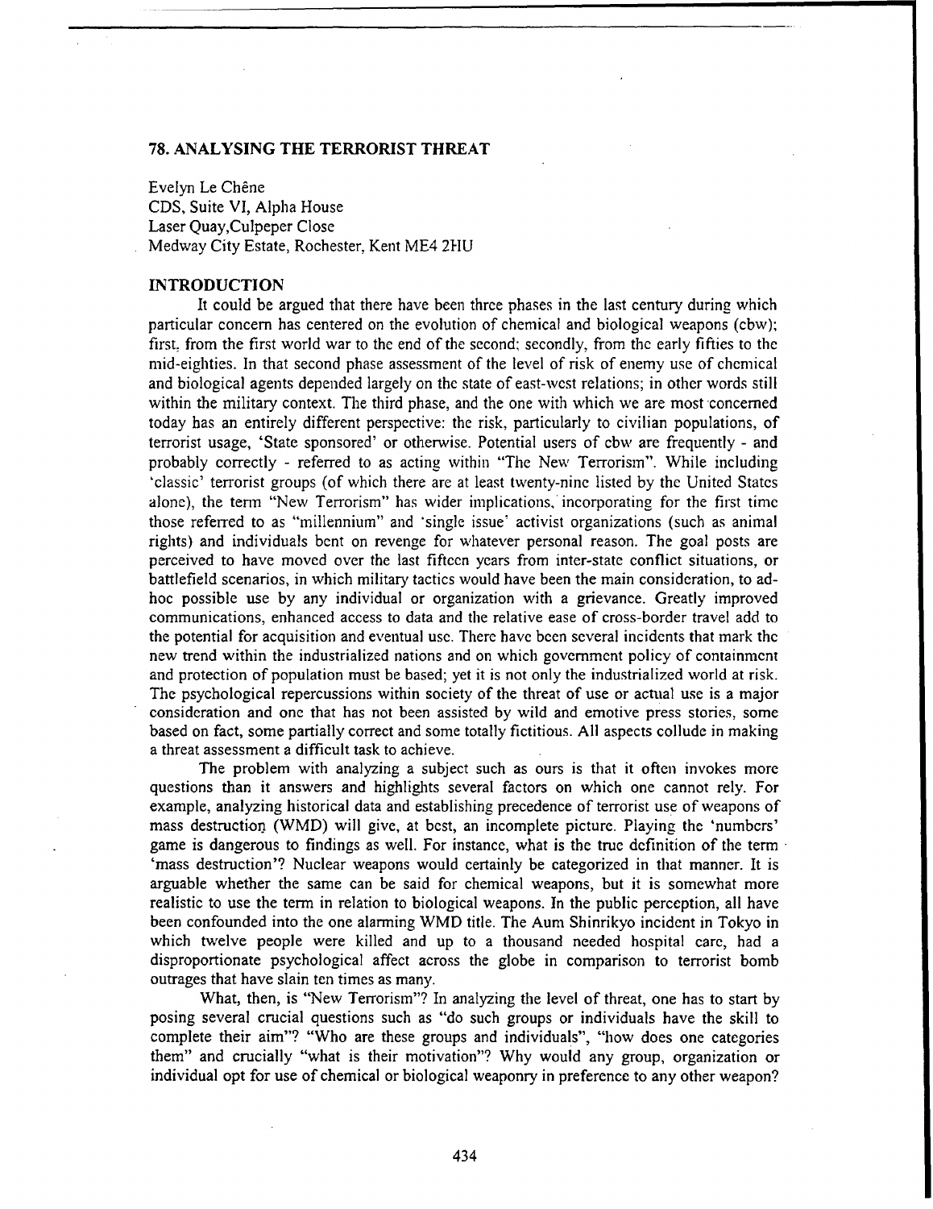## 78. ANALYSING THE TERRORIST THREAT

Evelyn Le Chêne
CDS, Suite VI, Alpha House
Laser Quay,Culpeper Close
Medway City Estate, Rochester, Kent ME4 2HU

### INTRODUCTION

It could be argued that there have been three phases in the last century during which particular concern has centered on the evolution of chemical and biological weapons (cbw); first, from the first world war to the end of the second; secondly, from the early fifties to the mid-eighties. In that second phase assessment of the level of risk of enemy use of chemical and biological agents depended largely on the state of east-west relations; in other words still within the military context. The third phase, and the one with which we are most concerned today has an entirely different perspective: the risk, particularly to civilian populations, of terrorist usage, 'State sponsored' or otherwise. Potential users of cbw are frequently - and probably correctly - referred to as acting within "The New Terrorism". While including 'classic' terrorist groups (of which there are at least twenty-nine listed by the United States alone), the term "New Terrorism" has wider implications, incorporating for the first time those referred to as "millennium" and 'single issue' activist organizations (such as animal rights) and individuals bent on revenge for whatever personal reason. The goal posts are perceived to have moved over the last fifteen years from inter-state conflict situations, or battlefield scenarios, in which military tactics would have been the main consideration, to ad-hoc possible use by any individual or organization with a grievance. Greatly improved communications, enhanced access to data and the relative ease of cross-border travel add to the potential for acquisition and eventual use. There have been several incidents that mark the new trend within the industrialized nations and on which government policy of containment and protection of population must be based; yet it is not only the industrialized world at risk. The psychological repercussions within society of the threat of use or actual use is a major consideration and one that has not been assisted by wild and emotive press stories, some based on fact, some partially correct and some totally fictitious. All aspects collude in making a threat assessment a difficult task to achieve.

The problem with analyzing a subject such as ours is that it often invokes more questions than it answers and highlights several factors on which one cannot rely. For example, analyzing historical data and establishing precedence of terrorist use of weapons of mass destruction (WMD) will give, at best, an incomplete picture. Playing the 'numbers' game is dangerous to findings as well. For instance, what is the true definition of the term 'mass destruction'? Nuclear weapons would certainly be categorized in that manner. It is arguable whether the same can be said for chemical weapons, but it is somewhat more realistic to use the term in relation to biological weapons. In the public perception, all have been confounded into the one alarming WMD title. The Aum Shinrikyo incident in Tokyo in which twelve people were killed and up to a thousand needed hospital care, had a disproportionate psychological affect across the globe in comparison to terrorist bomb outrages that have slain ten times as many.

What, then, is "New Terrorism"? In analyzing the level of threat, one has to start by posing several crucial questions such as "do such groups or individuals have the skill to complete their aim"? "Who are these groups and individuals", "how does one categories them" and crucially "what is their motivation"? Why would any group, organization or individual opt for use of chemical or biological weaponry in preference to any other weapon?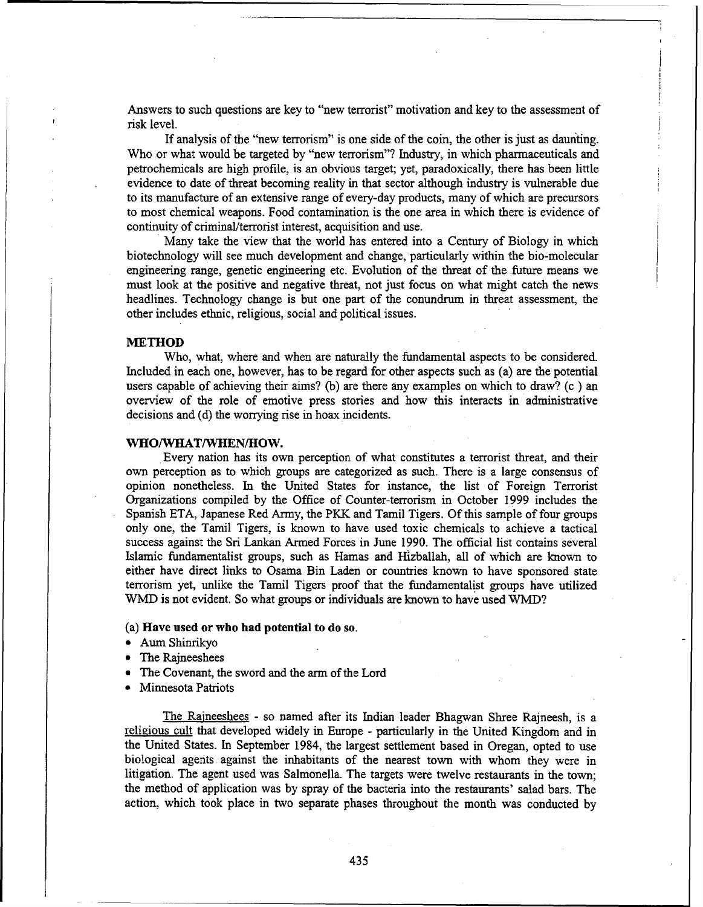Answers to such questions are key to "new terrorist" motivation and key to the assessment of risk level.

If analysis of the "new terrorism" is one side of the coin, the other is just as daunting. Who or what would be targeted by "new terrorism"? Industry, in which pharmaceuticals and petrochemicals are high profile, is an obvious target; yet, paradoxically, there has been little evidence to date of threat becoming reality in that sector although industry is vulnerable due to its manufacture of an extensive range of every-day products, many of which are precursors to most chemical weapons. Food contamination is the one area in which there is evidence of continuity of criminal/terrorist interest, acquisition and use.

Many take the view that the world has entered into a Century of Biology in which biotechnology will see much development and change, particularly within the bio-molecular engineering range, genetic engineering etc. Evolution of the threat of the future means we must look at the positive and negative threat, not just focus on what might catch the news headlines. Technology change is but one part of the conundrum in threat assessment, the other includes ethnic, religious, social and political issues.

## METHOD

Who, what, where and when are naturally the fundamental aspects to be considered. Included in each one, however, has to be regard for other aspects such as (a) are the potential users capable of achieving their aims? (b) are there any examples on which to draw? (c ) an overview of the role of emotive press stories and how this interacts in administrative decisions and (d) the worrying rise in hoax incidents.

## WHO/WHAT/WHEN/HOW.

Every nation has its own perception of what constitutes a terrorist threat, and their own perception as to which groups are categorized as such. There is a large consensus of opinion nonetheless. In the United States for instance, the list of Foreign Terrorist Organizations compiled by the Office of Counter-terrorism in October 1999 includes the Spanish ETA, Japanese Red Army, the PKK and Tamil Tigers. Of this sample of four groups only one, the Tamil Tigers, is known to have used toxic chemicals to achieve a tactical success against the Sri Lankan Armed Forces in June 1990. The official list contains several Islamic fundamentalist groups, such as Hamas and Hizballah, all of which are known to either have direct links to Osama Bin Laden or countries known to have sponsored state terrorism yet, unlike the Tamil Tigers proof that the fundamentalist groups have utilized WMD is not evident. So what groups or individuals are known to have used WMD?

(a) **Have used or who had potential to do so.**

- Aum Shinrikyo
- The Rajneeshees
- The Covenant, the sword and the arm of the Lord
- Minnesota Patriots

The Rajneeshees - so named after its Indian leader Bhagwan Shree Rajneesh, is a religious cult that developed widely in Europe - particularly in the United Kingdom and in the United States. In September 1984, the largest settlement based in Oregan, opted to use biological agents against the inhabitants of the nearest town with whom they were in litigation. The agent used was Salmonella. The targets were twelve restaurants in the town; the method of application was by spray of the bacteria into the restaurants' salad bars. The action, which took place in two separate phases throughout the month was conducted by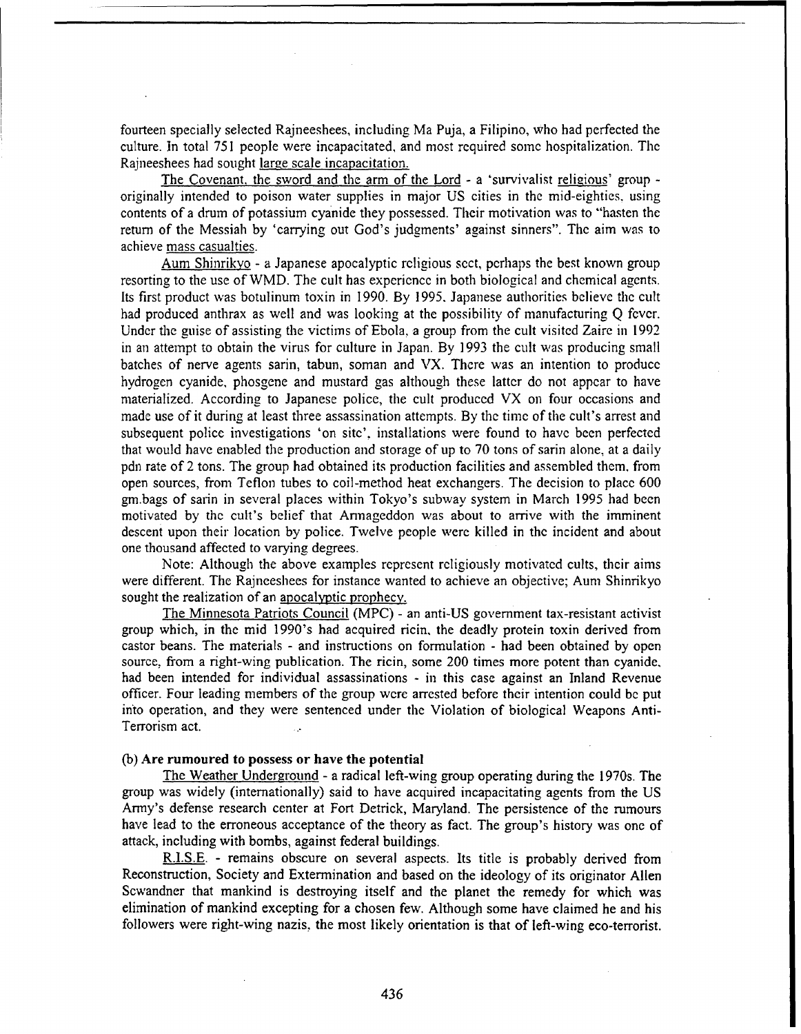fourteen specially selected Rajneeshees, including Ma Puja, a Filipino, who had perfected the culture. In total 751 people were incapacitated, and most required some hospitalization. The Rajneeshees had sought large scale incapacitation.

The Covenant, the sword and the arm of the Lord - a 'survivalist religious' group - originally intended to poison water supplies in major US cities in the mid-eighties, using contents of a drum of potassium cyanide they possessed. Their motivation was to "hasten the return of the Messiah by 'carrying out God's judgments' against sinners". The aim was to achieve mass casualties.

Aum Shinrikyo - a Japanese apocalyptic religious sect, perhaps the best known group resorting to the use of WMD. The cult has experience in both biological and chemical agents. Its first product was botulinum toxin in 1990. By 1995, Japanese authorities believe the cult had produced anthrax as well and was looking at the possibility of manufacturing Q fever. Under the guise of assisting the victims of Ebola, a group from the cult visited Zaire in 1992 in an attempt to obtain the virus for culture in Japan. By 1993 the cult was producing small batches of nerve agents sarin, tabun, soman and VX. There was an intention to produce hydrogen cyanide, phosgene and mustard gas although these latter do not appear to have materialized. According to Japanese police, the cult produced VX on four occasions and made use of it during at least three assassination attempts. By the time of the cult's arrest and subsequent police investigations 'on site', installations were found to have been perfected that would have enabled the production and storage of up to 70 tons of sarin alone, at a daily pdn rate of 2 tons. The group had obtained its production facilities and assembled them, from open sources, from Teflon tubes to coil-method heat exchangers. The decision to place 600 gm.bags of sarin in several places within Tokyo's subway system in March 1995 had been motivated by the cult's belief that Armageddon was about to arrive with the imminent descent upon their location by police. Twelve people were killed in the incident and about one thousand affected to varying degrees.

Note: Although the above examples represent religiously motivated cults, their aims were different. The Rajneeshees for instance wanted to achieve an objective; Aum Shinrikyo sought the realization of an apocalyptic prophecy.

The Minnesota Patriots Council (MPC) - an anti-US government tax-resistant activist group which, in the mid 1990's had acquired ricin, the deadly protein toxin derived from castor beans. The materials - and instructions on formulation - had been obtained by open source, from a right-wing publication. The ricin, some 200 times more potent than cyanide, had been intended for individual assassinations - in this case against an Inland Revenue officer. Four leading members of the group were arrested before their intention could be put into operation, and they were sentenced under the Violation of biological Weapons Anti-Terrorism act.

**(b) Are rumoured to possess or have the potential**

The Weather Underground - a radical left-wing group operating during the 1970s. The group was widely (internationally) said to have acquired incapacitating agents from the US Army's defense research center at Fort Detrick, Maryland. The persistence of the rumours have lead to the erroneous acceptance of the theory as fact. The group's history was one of attack, including with bombs, against federal buildings.

R.I.S.E. - remains obscure on several aspects. Its title is probably derived from Reconstruction, Society and Extermination and based on the ideology of its originator Allen Scwandner that mankind is destroying itself and the planet the remedy for which was elimination of mankind excepting for a chosen few. Although some have claimed he and his followers were right-wing nazis, the most likely orientation is that of left-wing eco-terrorist.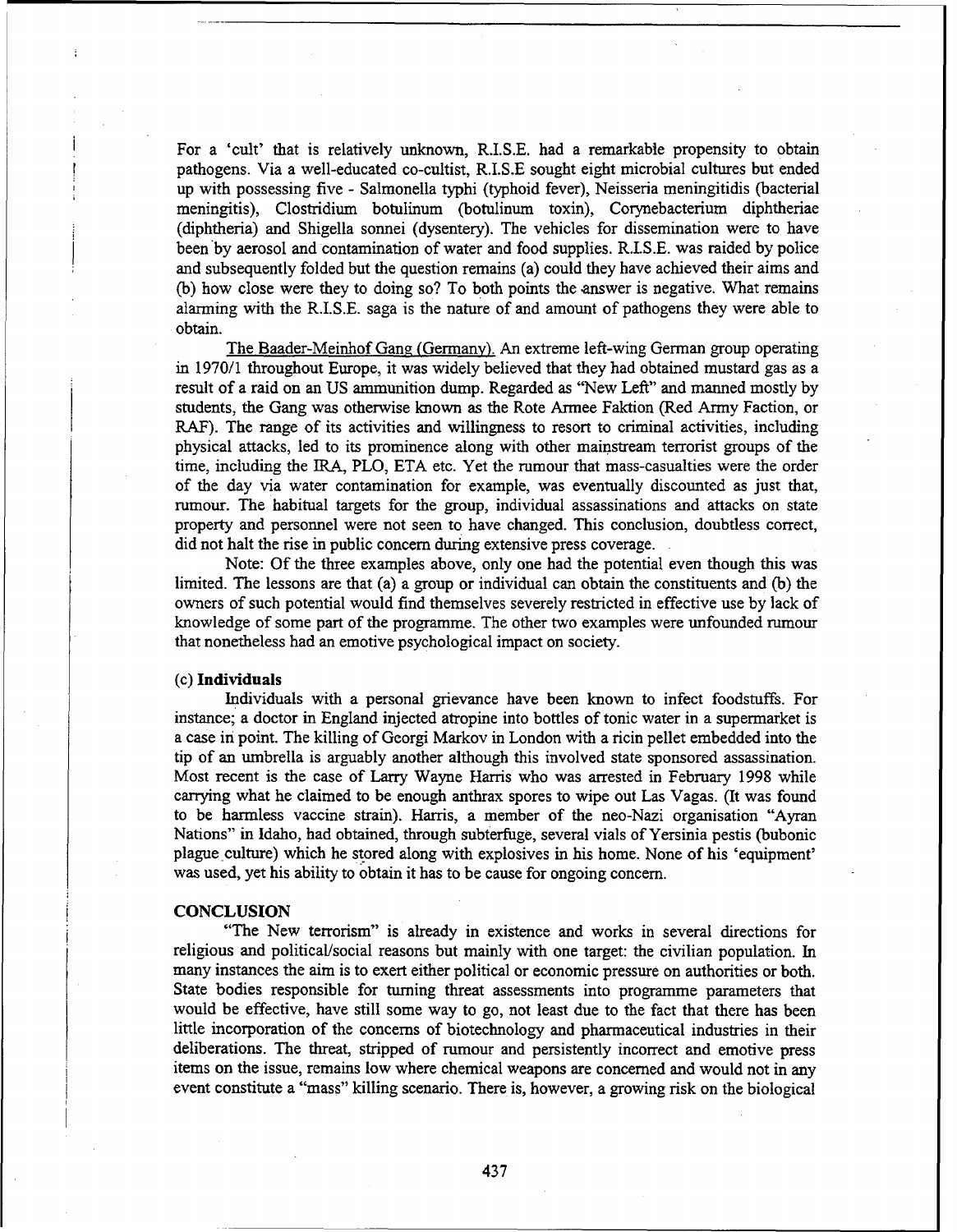For a 'cult' that is relatively unknown, R.I.S.E. had a remarkable propensity to obtain pathogens. Via a well-educated co-cultist, R.I.S.E sought eight microbial cultures but ended up with possessing five - Salmonella typhi (typhoid fever), Neisseria meningitidis (bacterial meningitis), Clostridium botulinum (botulinum toxin), Corynebacterium diphtheriae (diphtheria) and Shigella sonnei (dysentery). The vehicles for dissemination were to have been by aerosol and contamination of water and food supplies. R.I.S.E. was raided by police and subsequently folded but the question remains (a) could they have achieved their aims and (b) how close were they to doing so? To both points the answer is negative. What remains alarming with the R.I.S.E. saga is the nature of and amount of pathogens they were able to obtain.

The Baader-Meinhof Gang (Germany). An extreme left-wing German group operating in 1970/1 throughout Europe, it was widely believed that they had obtained mustard gas as a result of a raid on an US ammunition dump. Regarded as "New Left" and manned mostly by students, the Gang was otherwise known as the Rote Armee Faktion (Red Army Faction, or RAF). The range of its activities and willingness to resort to criminal activities, including physical attacks, led to its prominence along with other mainstream terrorist groups of the time, including the IRA, PLO, ETA etc. Yet the rumour that mass-casualties were the order of the day via water contamination for example, was eventually discounted as just that, rumour. The habitual targets for the group, individual assassinations and attacks on state property and personnel were not seen to have changed. This conclusion, doubtless correct, did not halt the rise in public concern during extensive press coverage.

Note: Of the three examples above, only one had the potential even though this was limited. The lessons are that (a) a group or individual can obtain the constituents and (b) the owners of such potential would find themselves severely restricted in effective use by lack of knowledge of some part of the programme. The other two examples were unfounded rumour that nonetheless had an emotive psychological impact on society.

### (c) Individuals

Individuals with a personal grievance have been known to infect foodstuffs. For instance; a doctor in England injected atropine into bottles of tonic water in a supermarket is a case in point. The killing of Georgi Markov in London with a ricin pellet embedded into the tip of an umbrella is arguably another although this involved state sponsored assassination. Most recent is the case of Larry Wayne Harris who was arrested in February 1998 while carrying what he claimed to be enough anthrax spores to wipe out Las Vagas. (It was found to be harmless vaccine strain). Harris, a member of the neo-Nazi organisation "Ayran Nations" in Idaho, had obtained, through subterfuge, several vials of Yersinia pestis (bubonic plague culture) which he stored along with explosives in his home. None of his 'equipment' was used, yet his ability to obtain it has to be cause for ongoing concern.

## CONCLUSION

"The New terrorism" is already in existence and works in several directions for religious and political/social reasons but mainly with one target: the civilian population. In many instances the aim is to exert either political or economic pressure on authorities or both. State bodies responsible for turning threat assessments into programme parameters that would be effective, have still some way to go, not least due to the fact that there has been little incorporation of the concerns of biotechnology and pharmaceutical industries in their deliberations. The threat, stripped of rumour and persistently incorrect and emotive press items on the issue, remains low where chemical weapons are concerned and would not in any event constitute a "mass" killing scenario. There is, however, a growing risk on the biological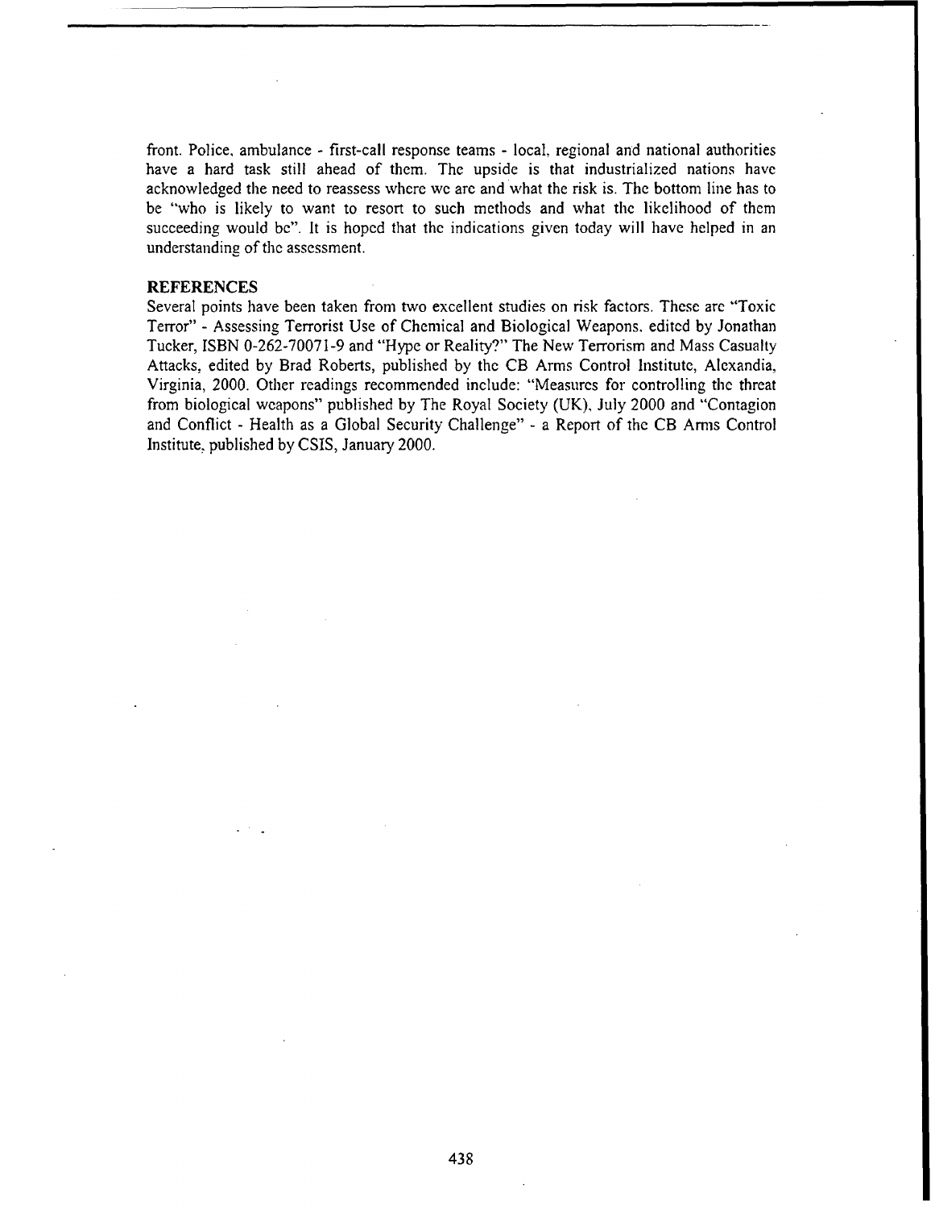front. Police, ambulance - first-call response teams - local, regional and national authorities have a hard task still ahead of them. The upside is that industrialized nations have acknowledged the need to reassess where we are and what the risk is. The bottom line has to be "who is likely to want to resort to such methods and what the likelihood of them succeeding would be". It is hoped that the indications given today will have helped in an understanding of the assessment.

## REFERENCES

Several points have been taken from two excellent studies on risk factors. These are "Toxic Terror" - Assessing Terrorist Use of Chemical and Biological Weapons, edited by Jonathan Tucker, ISBN 0-262-70071-9 and "Hype or Reality?" The New Terrorism and Mass Casualty Attacks, edited by Brad Roberts, published by the CB Arms Control Institute, Alexandia, Virginia, 2000. Other readings recommended include: "Measures for controlling the threat from biological weapons" published by The Royal Society (UK), July 2000 and "Contagion and Conflict - Health as a Global Security Challenge" - a Report of the CB Arms Control Institute, published by CSIS, January 2000.